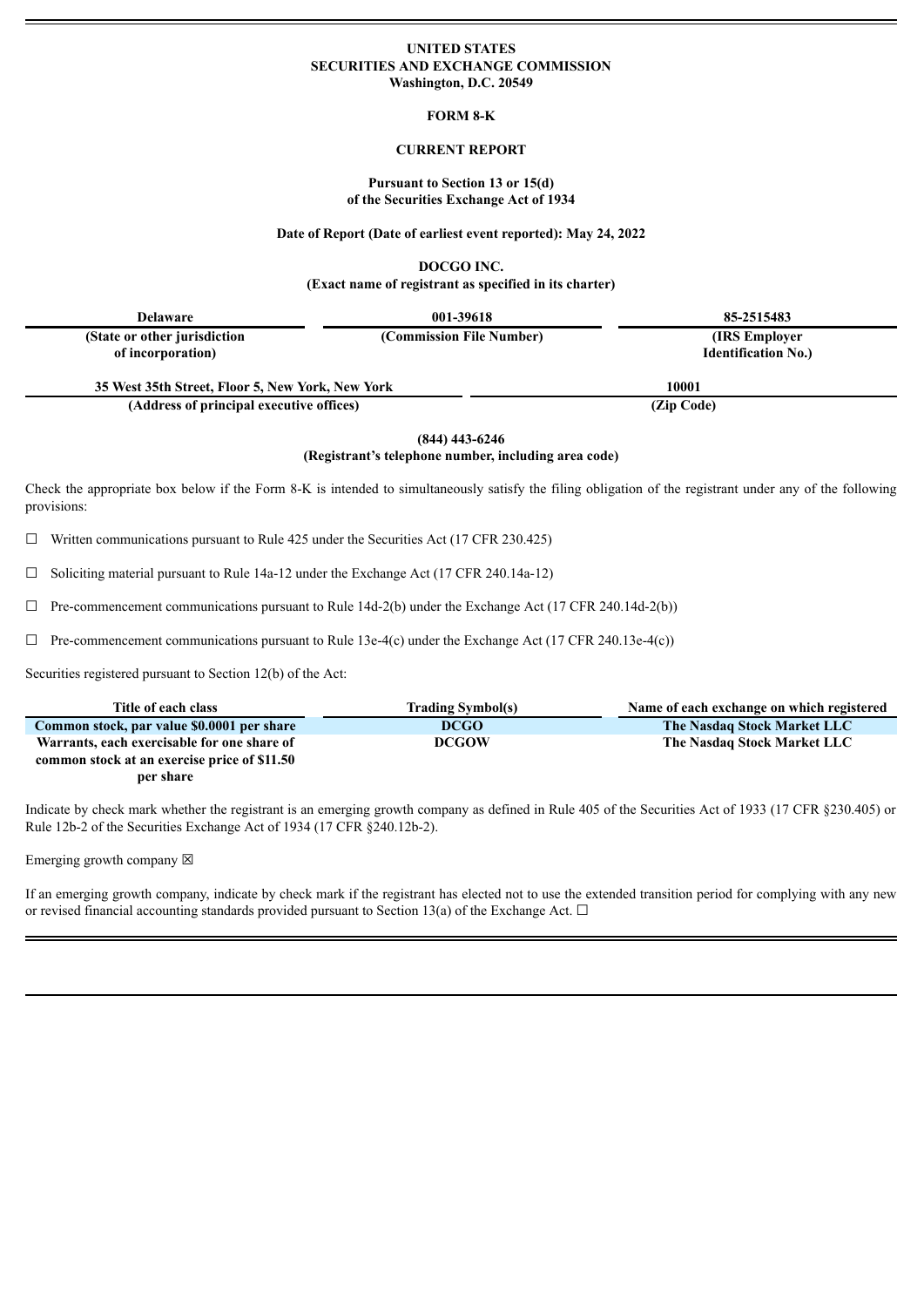**UNITED STATES**
**SECURITIES AND EXCHANGE COMMISSION**
**Washington, D.C. 20549**

**FORM 8-K**

**CURRENT REPORT**

**Pursuant to Section 13 or 15(d)**
**of the Securities Exchange Act of 1934**

**Date of Report (Date of earliest event reported): May 24, 2022**

**DOCGO INC.**
**(Exact name of registrant as specified in its charter)**

| Delaware | 001-39618 | 85-2515483 |
|---|---|---|
| (State or other jurisdiction of incorporation) | (Commission File Number) | (IRS Employer Identification No.) |

| 35 West 35th Street, Floor 5, New York, New York | 10001 |
|---|---|
| (Address of principal executive offices) | (Zip Code) |

**(844) 443-6246**
**(Registrant's telephone number, including area code)**

Check the appropriate box below if the Form 8-K is intended to simultaneously satisfy the filing obligation of the registrant under any of the following provisions:

☐ Written communications pursuant to Rule 425 under the Securities Act (17 CFR 230.425)

☐ Soliciting material pursuant to Rule 14a-12 under the Exchange Act (17 CFR 240.14a-12)

☐ Pre-commencement communications pursuant to Rule 14d-2(b) under the Exchange Act (17 CFR 240.14d-2(b))

☐ Pre-commencement communications pursuant to Rule 13e-4(c) under the Exchange Act (17 CFR 240.13e-4(c))

Securities registered pursuant to Section 12(b) of the Act:

| Title of each class | Trading Symbol(s) | Name of each exchange on which registered |
|---|---|---|
| Common stock, par value $0.0001 per share | DCGO | The Nasdaq Stock Market LLC |
| Warrants, each exercisable for one share of common stock at an exercise price of $11.50 per share | DCGOW | The Nasdaq Stock Market LLC |

Indicate by check mark whether the registrant is an emerging growth company as defined in Rule 405 of the Securities Act of 1933 (17 CFR §230.405) or Rule 12b-2 of the Securities Exchange Act of 1934 (17 CFR §240.12b-2).

Emerging growth company ☒

If an emerging growth company, indicate by check mark if the registrant has elected not to use the extended transition period for complying with any new or revised financial accounting standards provided pursuant to Section 13(a) of the Exchange Act. ☐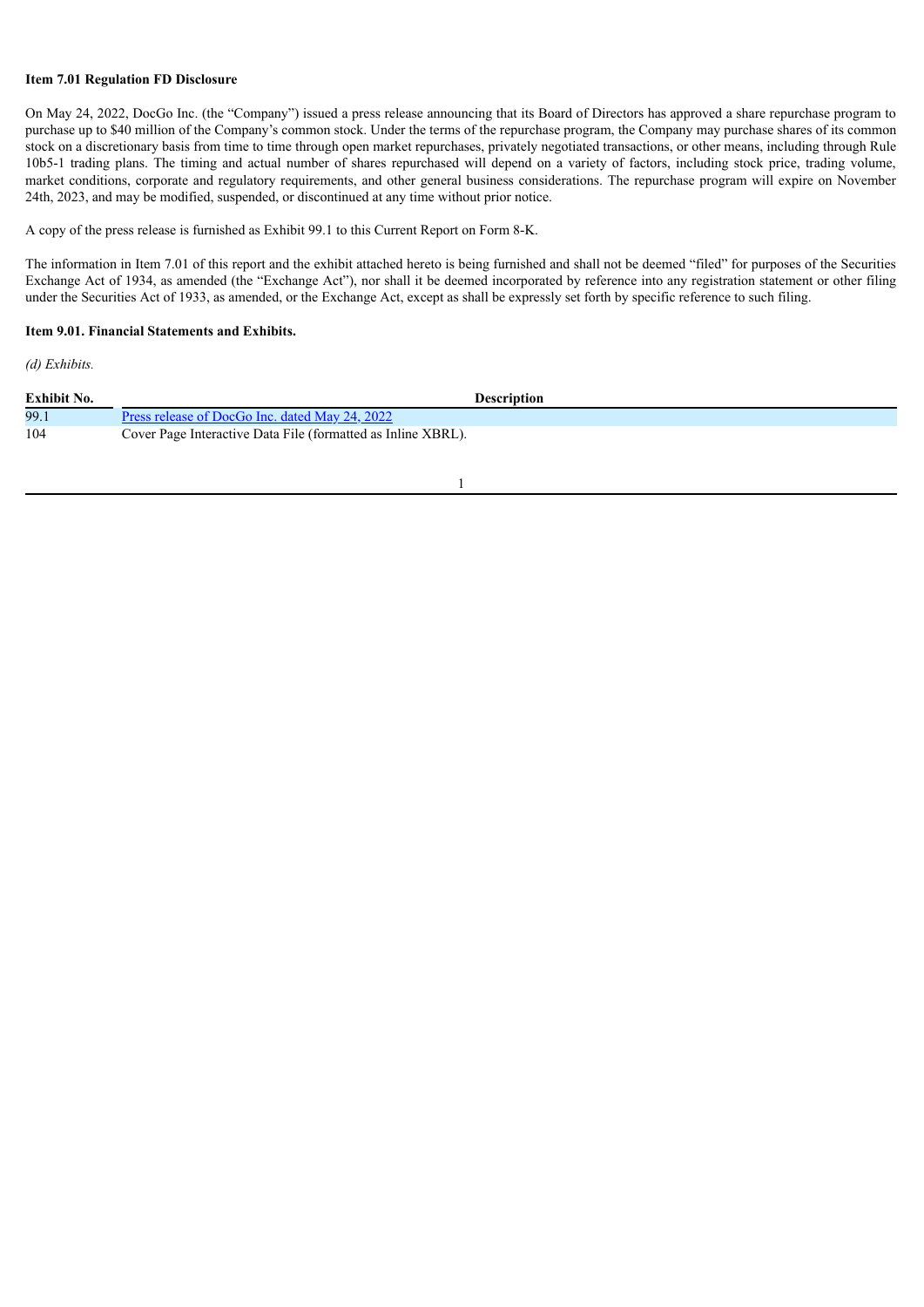**Item 7.01 Regulation FD Disclosure**

On May 24, 2022, DocGo Inc. (the "Company") issued a press release announcing that its Board of Directors has approved a share repurchase program to purchase up to $40 million of the Company's common stock. Under the terms of the repurchase program, the Company may purchase shares of its common stock on a discretionary basis from time to time through open market repurchases, privately negotiated transactions, or other means, including through Rule 10b5-1 trading plans. The timing and actual number of shares repurchased will depend on a variety of factors, including stock price, trading volume, market conditions, corporate and regulatory requirements, and other general business considerations. The repurchase program will expire on November 24th, 2023, and may be modified, suspended, or discontinued at any time without prior notice.

A copy of the press release is furnished as Exhibit 99.1 to this Current Report on Form 8-K.

The information in Item 7.01 of this report and the exhibit attached hereto is being furnished and shall not be deemed "filed" for purposes of the Securities Exchange Act of 1934, as amended (the "Exchange Act"), nor shall it be deemed incorporated by reference into any registration statement or other filing under the Securities Act of 1933, as amended, or the Exchange Act, except as shall be expressly set forth by specific reference to such filing.

**Item 9.01. Financial Statements and Exhibits.**

*(d) Exhibits.*

| Exhibit No. | Description |
|---|---|
| 99.1 | Press release of DocGo Inc. dated May 24, 2022 |
| 104 | Cover Page Interactive Data File (formatted as Inline XBRL). |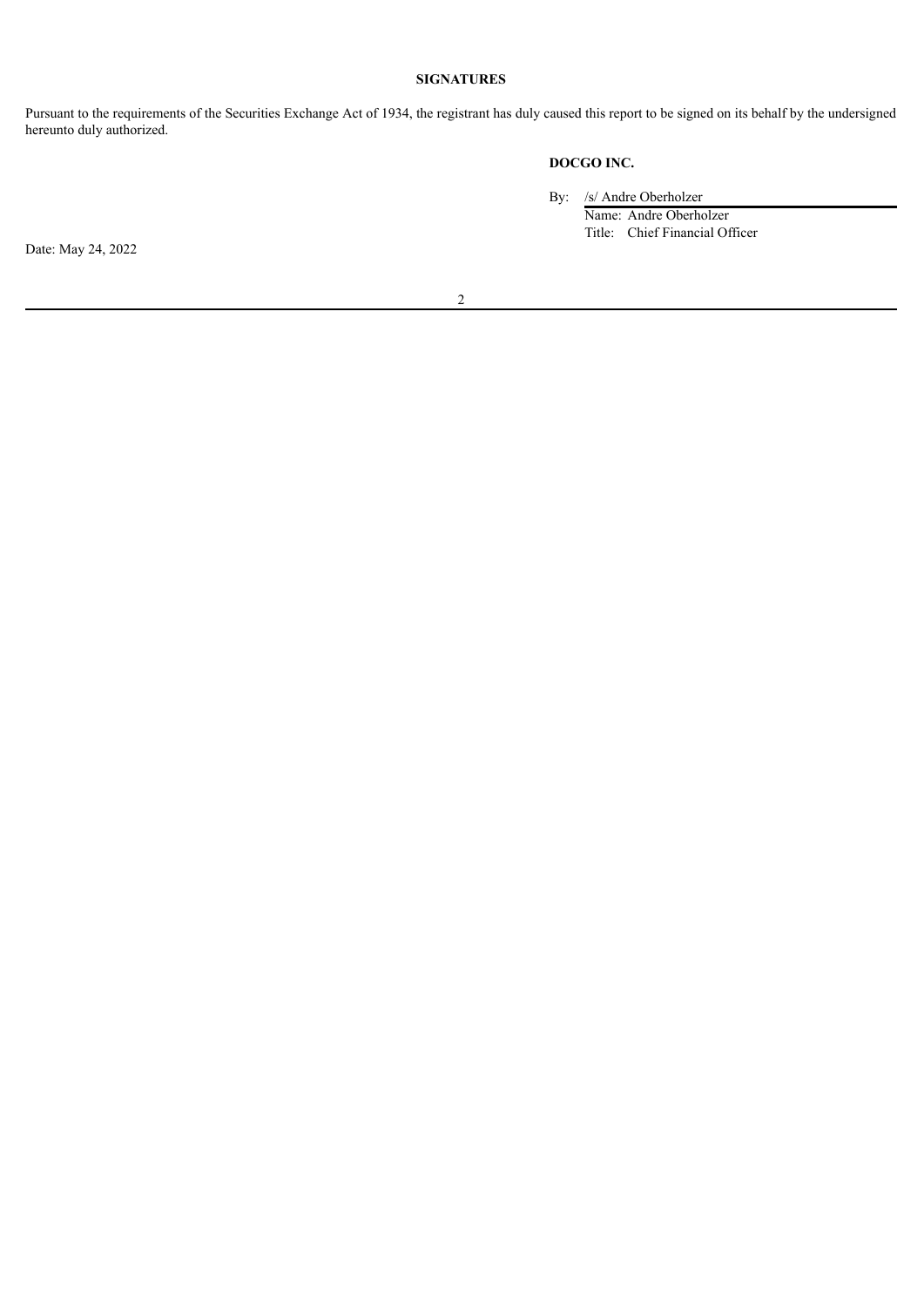**SIGNATURES**

Pursuant to the requirements of the Securities Exchange Act of 1934, the registrant has duly caused this report to be signed on its behalf by the undersigned hereunto duly authorized.

**DOCGO INC.**

By: /s/ Andre Oberholzer
Name: Andre Oberholzer
Title: Chief Financial Officer

Date: May 24, 2022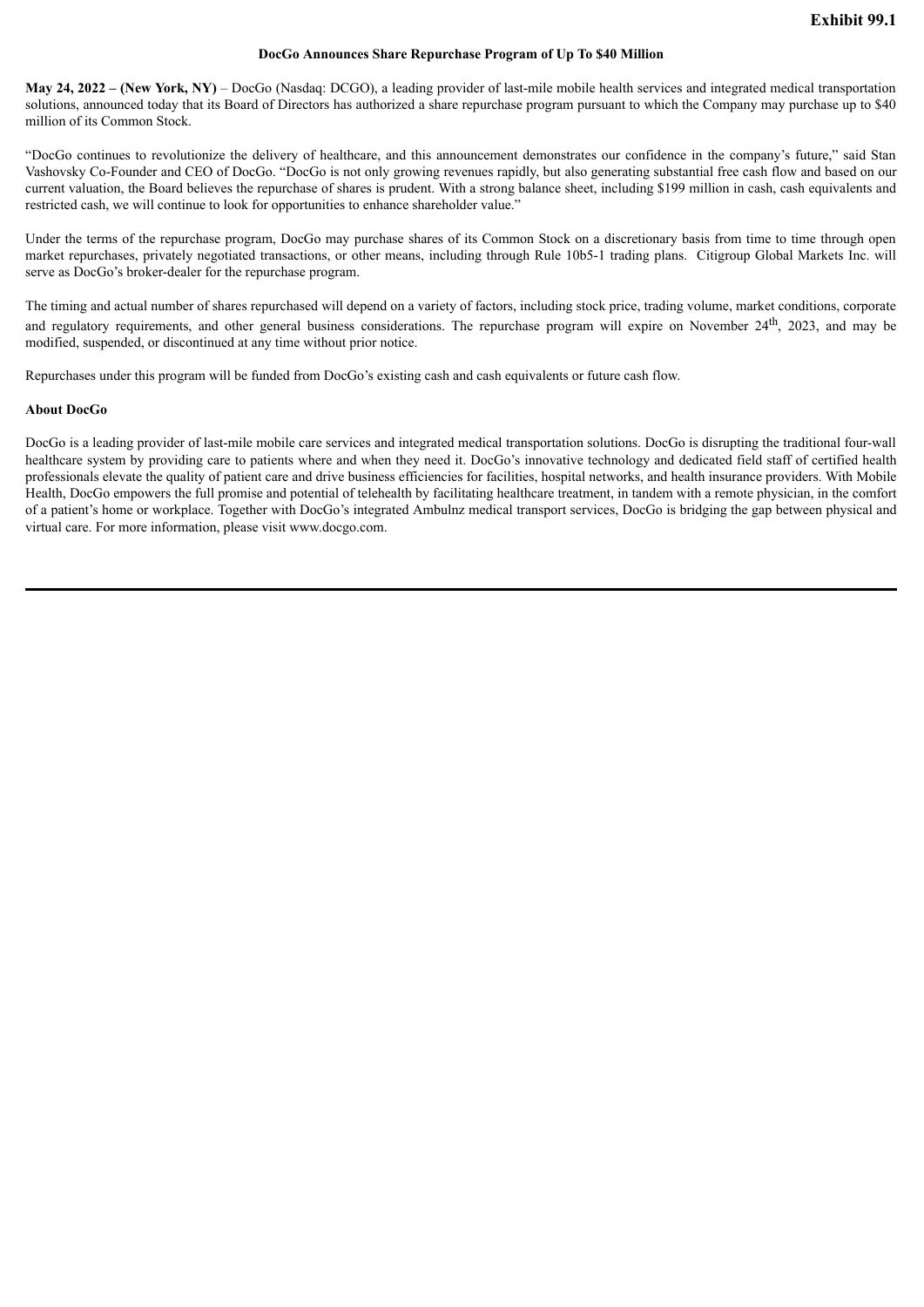**Exhibit 99.1**

**DocGo Announces Share Repurchase Program of Up To $40 Million**

**May 24, 2022 – (New York, NY)** – DocGo (Nasdaq: DCGO), a leading provider of last-mile mobile health services and integrated medical transportation solutions, announced today that its Board of Directors has authorized a share repurchase program pursuant to which the Company may purchase up to $40 million of its Common Stock.

"DocGo continues to revolutionize the delivery of healthcare, and this announcement demonstrates our confidence in the company's future," said Stan Vashovsky Co-Founder and CEO of DocGo. "DocGo is not only growing revenues rapidly, but also generating substantial free cash flow and based on our current valuation, the Board believes the repurchase of shares is prudent. With a strong balance sheet, including $199 million in cash, cash equivalents and restricted cash, we will continue to look for opportunities to enhance shareholder value."

Under the terms of the repurchase program, DocGo may purchase shares of its Common Stock on a discretionary basis from time to time through open market repurchases, privately negotiated transactions, or other means, including through Rule 10b5-1 trading plans. Citigroup Global Markets Inc. will serve as DocGo's broker-dealer for the repurchase program.

The timing and actual number of shares repurchased will depend on a variety of factors, including stock price, trading volume, market conditions, corporate and regulatory requirements, and other general business considerations. The repurchase program will expire on November 24th, 2023, and may be modified, suspended, or discontinued at any time without prior notice.

Repurchases under this program will be funded from DocGo's existing cash and cash equivalents or future cash flow.

**About DocGo**

DocGo is a leading provider of last-mile mobile care services and integrated medical transportation solutions. DocGo is disrupting the traditional four-wall healthcare system by providing care to patients where and when they need it. DocGo's innovative technology and dedicated field staff of certified health professionals elevate the quality of patient care and drive business efficiencies for facilities, hospital networks, and health insurance providers. With Mobile Health, DocGo empowers the full promise and potential of telehealth by facilitating healthcare treatment, in tandem with a remote physician, in the comfort of a patient's home or workplace. Together with DocGo's integrated Ambulnz medical transport services, DocGo is bridging the gap between physical and virtual care. For more information, please visit www.docgo.com.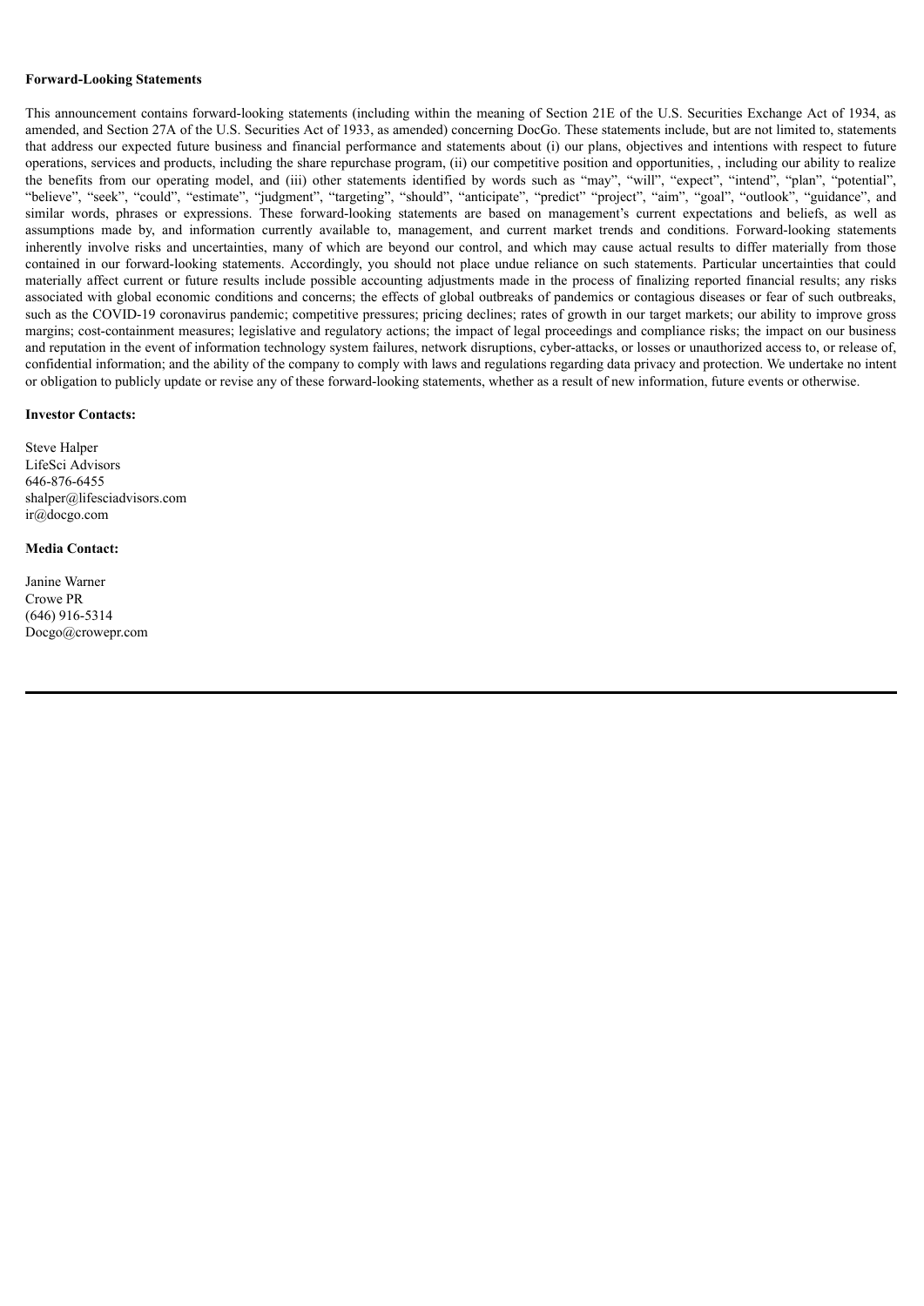**Forward-Looking Statements**

This announcement contains forward-looking statements (including within the meaning of Section 21E of the U.S. Securities Exchange Act of 1934, as amended, and Section 27A of the U.S. Securities Act of 1933, as amended) concerning DocGo. These statements include, but are not limited to, statements that address our expected future business and financial performance and statements about (i) our plans, objectives and intentions with respect to future operations, services and products, including the share repurchase program, (ii) our competitive position and opportunities, , including our ability to realize the benefits from our operating model, and (iii) other statements identified by words such as "may", "will", "expect", "intend", "plan", "potential", "believe", "seek", "could", "estimate", "judgment", "targeting", "should", "anticipate", "predict" "project", "aim", "goal", "outlook", "guidance", and similar words, phrases or expressions. These forward-looking statements are based on management's current expectations and beliefs, as well as assumptions made by, and information currently available to, management, and current market trends and conditions. Forward-looking statements inherently involve risks and uncertainties, many of which are beyond our control, and which may cause actual results to differ materially from those contained in our forward-looking statements. Accordingly, you should not place undue reliance on such statements. Particular uncertainties that could materially affect current or future results include possible accounting adjustments made in the process of finalizing reported financial results; any risks associated with global economic conditions and concerns; the effects of global outbreaks of pandemics or contagious diseases or fear of such outbreaks, such as the COVID-19 coronavirus pandemic; competitive pressures; pricing declines; rates of growth in our target markets; our ability to improve gross margins; cost-containment measures; legislative and regulatory actions; the impact of legal proceedings and compliance risks; the impact on our business and reputation in the event of information technology system failures, network disruptions, cyber-attacks, or losses or unauthorized access to, or release of, confidential information; and the ability of the company to comply with laws and regulations regarding data privacy and protection. We undertake no intent or obligation to publicly update or revise any of these forward-looking statements, whether as a result of new information, future events or otherwise.

**Investor Contacts:**

Steve Halper
LifeSci Advisors
646-876-6455
shalper@lifesciadvisors.com
ir@docgo.com

**Media Contact:**

Janine Warner
Crowe PR
(646) 916-5314
Docgo@crowepr.com